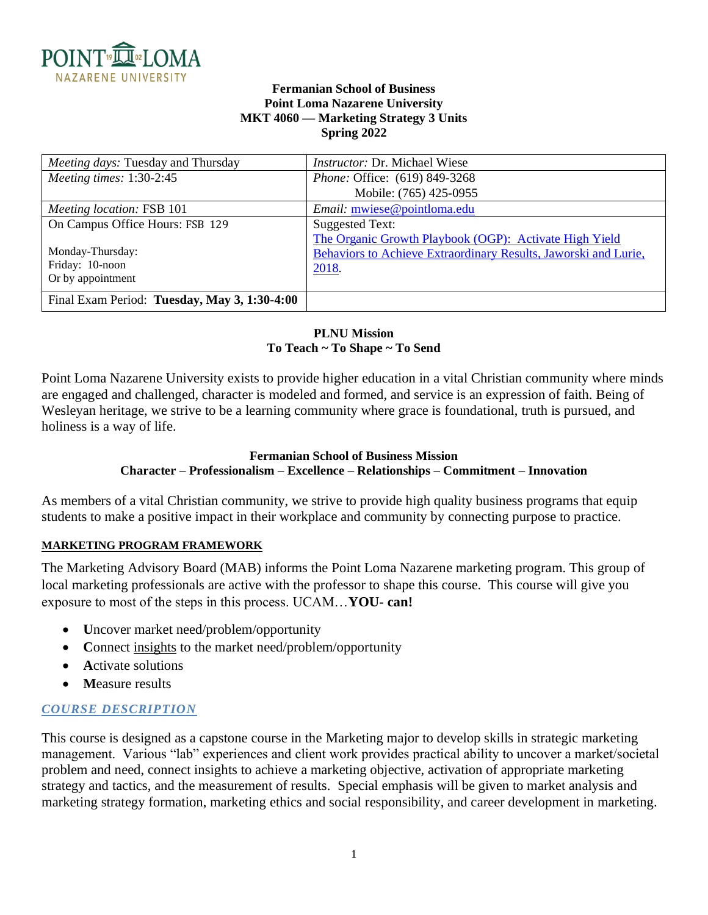**Fermanian School of Business**
**Point Loma Nazarene University**
**MKT 4060 — Marketing Strategy 3 Units**
**Spring 2022**

| *Meeting days:* Tuesday and Thursday | *Instructor:* Dr. Michael Wiese |
|---|---|
| *Meeting times:* 1:30-2:45 | *Phone:* Office: (619) 849-3268<br>Mobile: (765) 425-0955 |
| *Meeting location:* FSB 101 | *Email:* mwiese@pointloma.edu |
| On Campus Office Hours: FSB 129<br><br>Monday-Thursday:<br>Friday: 10-noon<br>Or by appointment | Suggested Text:<br>The Organic Growth Playbook (OGP): Activate High Yield Behaviors to Achieve Extraordinary Results, Jaworski and Lurie, 2018. |
| Final Exam Period: **Tuesday, May 3, 1:30-4:00** | |

**PLNU Mission**
**To Teach ~ To Shape ~ To Send**

Point Loma Nazarene University exists to provide higher education in a vital Christian community where minds are engaged and challenged, character is modeled and formed, and service is an expression of faith. Being of Wesleyan heritage, we strive to be a learning community where grace is foundational, truth is pursued, and holiness is a way of life.

**Fermanian School of Business Mission**
**Character – Professionalism – Excellence – Relationships – Commitment – Innovation**

As members of a vital Christian community, we strive to provide high quality business programs that equip students to make a positive impact in their workplace and community by connecting purpose to practice.

### MARKETING PROGRAM FRAMEWORK

The Marketing Advisory Board (MAB) informs the Point Loma Nazarene marketing program. This group of local marketing professionals are active with the professor to shape this course. This course will give you exposure to most of the steps in this process. UCAM…**YOU- can!**

- **U**ncover market need/problem/opportunity
- **C**onnect insights to the market need/problem/opportunity
- **A**ctivate solutions
- **M**easure results

### *COURSE DESCRIPTION*

This course is designed as a capstone course in the Marketing major to develop skills in strategic marketing management. Various "lab" experiences and client work provides practical ability to uncover a market/societal problem and need, connect insights to achieve a marketing objective, activation of appropriate marketing strategy and tactics, and the measurement of results. Special emphasis will be given to market analysis and marketing strategy formation, marketing ethics and social responsibility, and career development in marketing.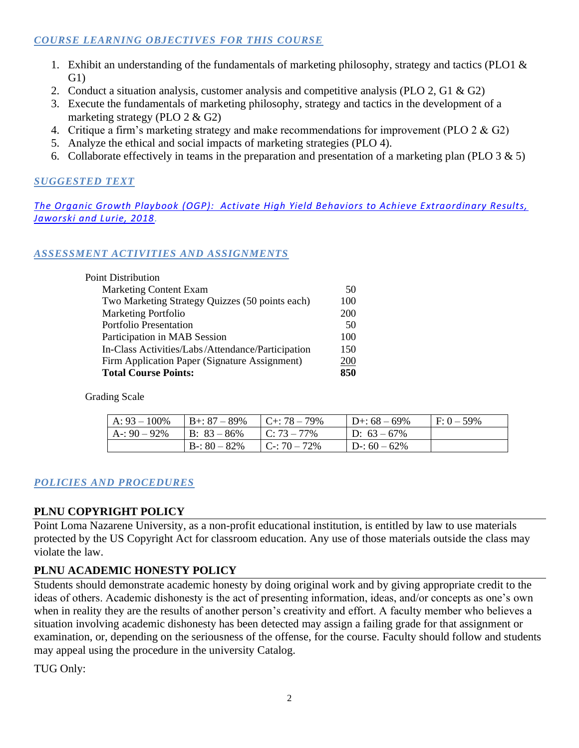### *COURSE LEARNING OBJECTIVES FOR THIS COURSE*

1. Exhibit an understanding of the fundamentals of marketing philosophy, strategy and tactics (PLO1 & G1)
2. Conduct a situation analysis, customer analysis and competitive analysis (PLO 2, G1 & G2)
3. Execute the fundamentals of marketing philosophy, strategy and tactics in the development of a marketing strategy (PLO 2 & G2)
4. Critique a firm's marketing strategy and make recommendations for improvement (PLO 2 & G2)
5. Analyze the ethical and social impacts of marketing strategies (PLO 4).
6. Collaborate effectively in teams in the preparation and presentation of a marketing plan (PLO 3 & 5)

### *SUGGESTED TEXT*

*The Organic Growth Playbook (OGP): Activate High Yield Behaviors to Achieve Extraordinary Results, Jaworski and Lurie, 2018.*

### *ASSESSMENT ACTIVITIES AND ASSIGNMENTS*

Point Distribution

| Item | Points |
|---|---|
| Marketing Content Exam | 50 |
| Two Marketing Strategy Quizzes (50 points each) | 100 |
| Marketing Portfolio | 200 |
| Portfolio Presentation | 50 |
| Participation in MAB Session | 100 |
| In-Class Activities/Labs/Attendance/Participation | 150 |
| Firm Application Paper (Signature Assignment) | 200 |
| **Total Course Points:** | **850** |

Grading Scale

| | | | | |
|---|---|---|---|---|
| A: 93 – 100% | B+: 87 – 89% | C+: 78 – 79% | D+: 68 – 69% | F: 0 – 59% |
| A-: 90 – 92% | B: 83 – 86% | C: 73 – 77% | D: 63 – 67% | |
| | B-: 80 – 82% | C-: 70 – 72% | D-: 60 – 62% | |

### *POLICIES AND PROCEDURES*

#### PLNU COPYRIGHT POLICY

Point Loma Nazarene University, as a non-profit educational institution, is entitled by law to use materials protected by the US Copyright Act for classroom education. Any use of those materials outside the class may violate the law.

#### PLNU ACADEMIC HONESTY POLICY

Students should demonstrate academic honesty by doing original work and by giving appropriate credit to the ideas of others. Academic dishonesty is the act of presenting information, ideas, and/or concepts as one's own when in reality they are the results of another person's creativity and effort. A faculty member who believes a situation involving academic dishonesty has been detected may assign a failing grade for that assignment or examination, or, depending on the seriousness of the offense, for the course. Faculty should follow and students may appeal using the procedure in the university Catalog.

TUG Only: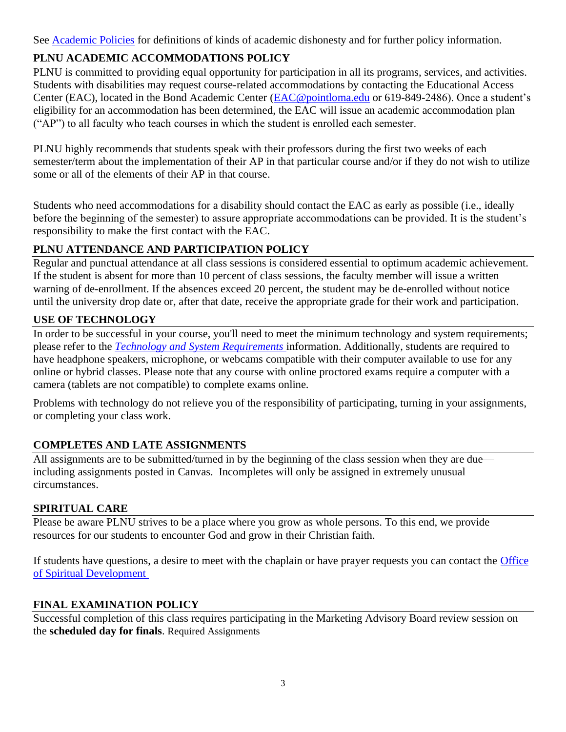See [Academic Policies](Academic Policies) for definitions of kinds of academic dishonesty and for further policy information.

## PLNU ACADEMIC ACCOMMODATIONS POLICY

PLNU is committed to providing equal opportunity for participation in all its programs, services, and activities. Students with disabilities may request course-related accommodations by contacting the Educational Access Center (EAC), located in the Bond Academic Center (EAC@pointloma.edu or 619-849-2486). Once a student's eligibility for an accommodation has been determined, the EAC will issue an academic accommodation plan ("AP") to all faculty who teach courses in which the student is enrolled each semester.

PLNU highly recommends that students speak with their professors during the first two weeks of each semester/term about the implementation of their AP in that particular course and/or if they do not wish to utilize some or all of the elements of their AP in that course.

Students who need accommodations for a disability should contact the EAC as early as possible (i.e., ideally before the beginning of the semester) to assure appropriate accommodations can be provided. It is the student's responsibility to make the first contact with the EAC.

## PLNU ATTENDANCE AND PARTICIPATION POLICY

Regular and punctual attendance at all class sessions is considered essential to optimum academic achievement. If the student is absent for more than 10 percent of class sessions, the faculty member will issue a written warning of de-enrollment. If the absences exceed 20 percent, the student may be de-enrolled without notice until the university drop date or, after that date, receive the appropriate grade for their work and participation.

## USE OF TECHNOLOGY

In order to be successful in your course, you'll need to meet the minimum technology and system requirements; please refer to the *Technology and System Requirements* information. Additionally, students are required to have headphone speakers, microphone, or webcams compatible with their computer available to use for any online or hybrid classes. Please note that any course with online proctored exams require a computer with a camera (tablets are not compatible) to complete exams online.

Problems with technology do not relieve you of the responsibility of participating, turning in your assignments, or completing your class work.

## COMPLETES AND LATE ASSIGNMENTS

All assignments are to be submitted/turned in by the beginning of the class session when they are due—including assignments posted in Canvas. Incompletes will only be assigned in extremely unusual circumstances.

## SPIRITUAL CARE

Please be aware PLNU strives to be a place where you grow as whole persons. To this end, we provide resources for our students to encounter God and grow in their Christian faith.

If students have questions, a desire to meet with the chaplain or have prayer requests you can contact the Office of Spiritual Development

## FINAL EXAMINATION POLICY

Successful completion of this class requires participating in the Marketing Advisory Board review session on the **scheduled day for finals**. Required Assignments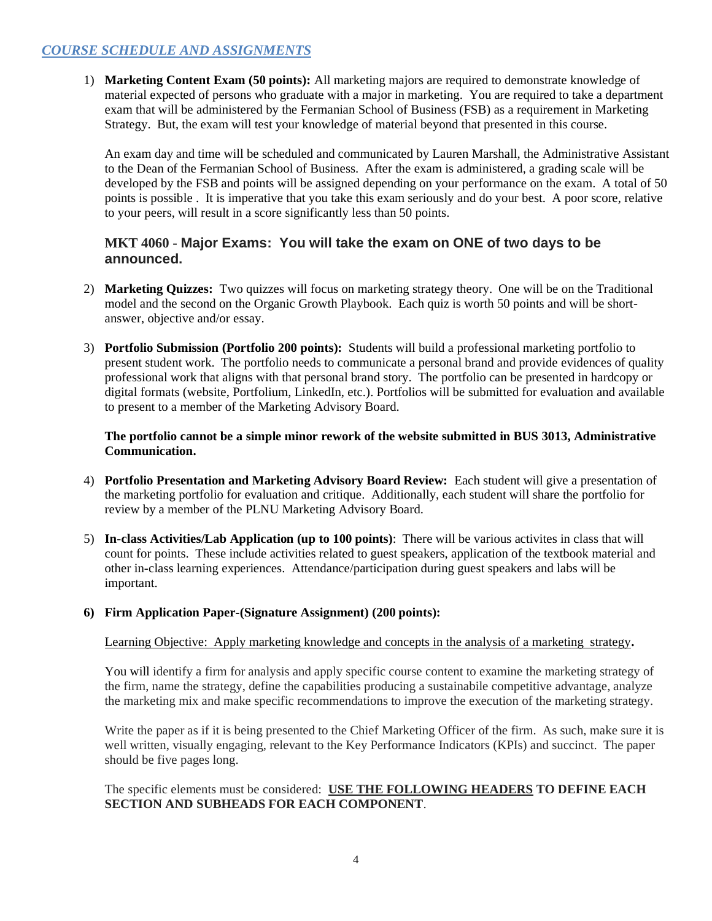## *COURSE SCHEDULE AND ASSIGNMENTS*

1) **Marketing Content Exam (50 points):** All marketing majors are required to demonstrate knowledge of material expected of persons who graduate with a major in marketing. You are required to take a department exam that will be administered by the Fermanian School of Business (FSB) as a requirement in Marketing Strategy. But, the exam will test your knowledge of material beyond that presented in this course.

   An exam day and time will be scheduled and communicated by Lauren Marshall, the Administrative Assistant to the Dean of the Fermanian School of Business. After the exam is administered, a grading scale will be developed by the FSB and points will be assigned depending on your performance on the exam. A total of 50 points is possible . It is imperative that you take this exam seriously and do your best. A poor score, relative to your peers, will result in a score significantly less than 50 points.

### MKT 4060 - Major Exams: You will take the exam on ONE of two days to be announced.

2) **Marketing Quizzes:** Two quizzes will focus on marketing strategy theory. One will be on the Traditional model and the second on the Organic Growth Playbook. Each quiz is worth 50 points and will be short-answer, objective and/or essay.

3) **Portfolio Submission (Portfolio 200 points):** Students will build a professional marketing portfolio to present student work. The portfolio needs to communicate a personal brand and provide evidences of quality professional work that aligns with that personal brand story. The portfolio can be presented in hardcopy or digital formats (website, Portfolium, LinkedIn, etc.). Portfolios will be submitted for evaluation and available to present to a member of the Marketing Advisory Board.

   **The portfolio cannot be a simple minor rework of the website submitted in BUS 3013, Administrative Communication.**

4) **Portfolio Presentation and Marketing Advisory Board Review:** Each student will give a presentation of the marketing portfolio for evaluation and critique. Additionally, each student will share the portfolio for review by a member of the PLNU Marketing Advisory Board.

5) **In-class Activities/Lab Application (up to 100 points)**: There will be various activites in class that will count for points. These include activities related to guest speakers, application of the textbook material and other in-class learning experiences. Attendance/participation during guest speakers and labs will be important.

6) **Firm Application Paper-(Signature Assignment) (200 points):**

   <u>Learning Objective: Apply marketing knowledge and concepts in the analysis of a marketing strategy</u>**.**

   You will identify a firm for analysis and apply specific course content to examine the marketing strategy of the firm, name the strategy, define the capabilities producing a sustainabile competitive advantage, analyze the marketing mix and make specific recommendations to improve the execution of the marketing strategy.

   Write the paper as if it is being presented to the Chief Marketing Officer of the firm. As such, make sure it is well written, visually engaging, relevant to the Key Performance Indicators (KPIs) and succinct. The paper should be five pages long.

   The specific elements must be considered: **<u>USE THE FOLLOWING HEADERS</u> TO DEFINE EACH SECTION AND SUBHEADS FOR EACH COMPONENT**.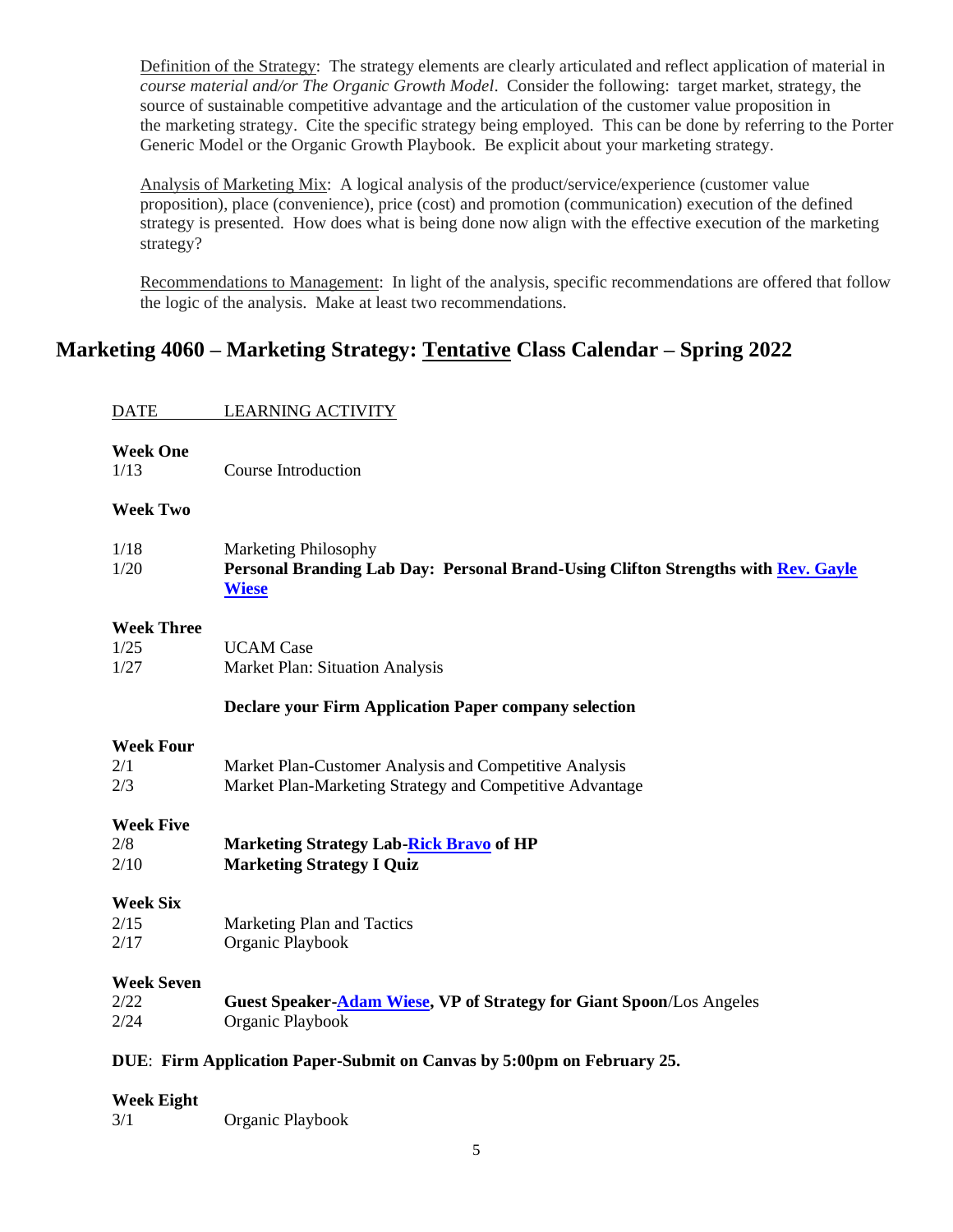Definition of the Strategy: The strategy elements are clearly articulated and reflect application of material in *course material and/or The Organic Growth Model*. Consider the following: target market, strategy, the source of sustainable competitive advantage and the articulation of the customer value proposition in the marketing strategy. Cite the specific strategy being employed. This can be done by referring to the Porter Generic Model or the Organic Growth Playbook. Be explicit about your marketing strategy.

Analysis of Marketing Mix: A logical analysis of the product/service/experience (customer value proposition), place (convenience), price (cost) and promotion (communication) execution of the defined strategy is presented. How does what is being done now align with the effective execution of the marketing strategy?

Recommendations to Management: In light of the analysis, specific recommendations are offered that follow the logic of the analysis. Make at least two recommendations.

## Marketing 4060 – Marketing Strategy: Tentative Class Calendar – Spring 2022

| DATE | LEARNING ACTIVITY |
|---|---|
| **Week One** | |
| 1/13 | Course Introduction |
| **Week Two** | |
| 1/18 | Marketing Philosophy |
| 1/20 | **Personal Branding Lab Day: Personal Brand-Using Clifton Strengths with Rev. Gayle Wiese** |
| **Week Three** | |
| 1/25 | UCAM Case |
| 1/27 | Market Plan: Situation Analysis |
| | **Declare your Firm Application Paper company selection** |
| **Week Four** | |
| 2/1 | Market Plan-Customer Analysis and Competitive Analysis |
| 2/3 | Market Plan-Marketing Strategy and Competitive Advantage |
| **Week Five** | |
| 2/8 | **Marketing Strategy Lab-Rick Bravo of HP** |
| 2/10 | **Marketing Strategy I Quiz** |
| **Week Six** | |
| 2/15 | Marketing Plan and Tactics |
| 2/17 | Organic Playbook |
| **Week Seven** | |
| 2/22 | **Guest Speaker-Adam Wiese, VP of Strategy for Giant Spoon**/Los Angeles |
| 2/24 | Organic Playbook |

**DUE**: **Firm Application Paper-Submit on Canvas by 5:00pm on February 25.**

| | |
|---|---|
| **Week Eight** | |
| 3/1 | Organic Playbook |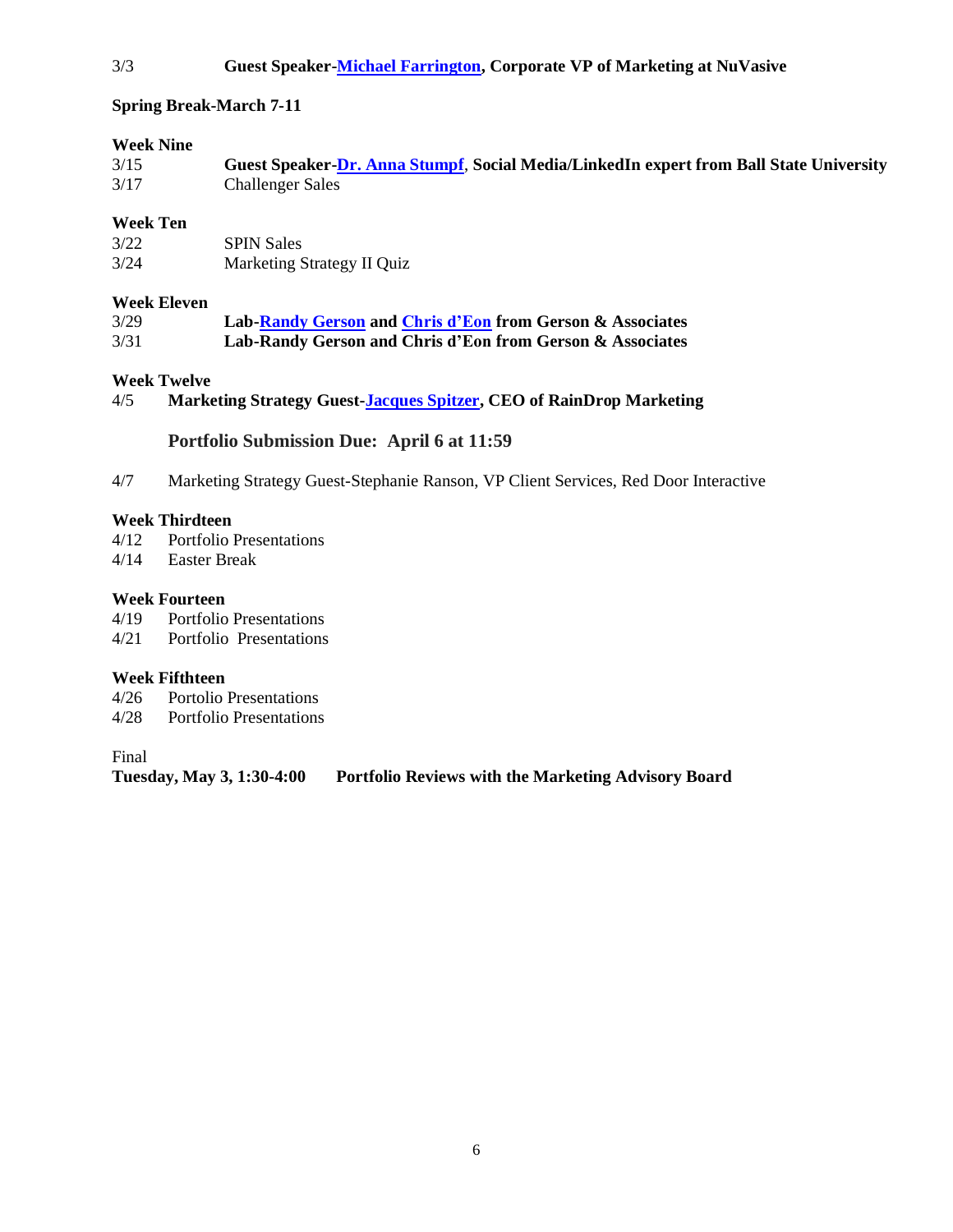3/3 **Guest Speaker-Michael Farrington, Corporate VP of Marketing at NuVasive**

**Spring Break-March 7-11**

**Week Nine**

3/15 **Guest Speaker-Dr. Anna Stumpf, Social Media/LinkedIn expert from Ball State University**

3/17 Challenger Sales

**Week Ten**

3/22 SPIN Sales

3/24 Marketing Strategy II Quiz

**Week Eleven**

3/29 **Lab-Randy Gerson and Chris d'Eon from Gerson & Associates**

3/31 **Lab-Randy Gerson and Chris d'Eon from Gerson & Associates**

**Week Twelve**

4/5 **Marketing Strategy Guest-Jacques Spitzer, CEO of RainDrop Marketing**

**Portfolio Submission Due: April 6 at 11:59**

4/7 Marketing Strategy Guest-Stephanie Ranson, VP Client Services, Red Door Interactive

**Week Thirdteen**

4/12 Portfolio Presentations

4/14 Easter Break

**Week Fourteen**

4/19 Portfolio Presentations

4/21 Portfolio Presentations

**Week Fifthteen**

4/26 Portolio Presentations

4/28 Portfolio Presentations

Final

**Tuesday, May 3, 1:30-4:00 Portfolio Reviews with the Marketing Advisory Board**